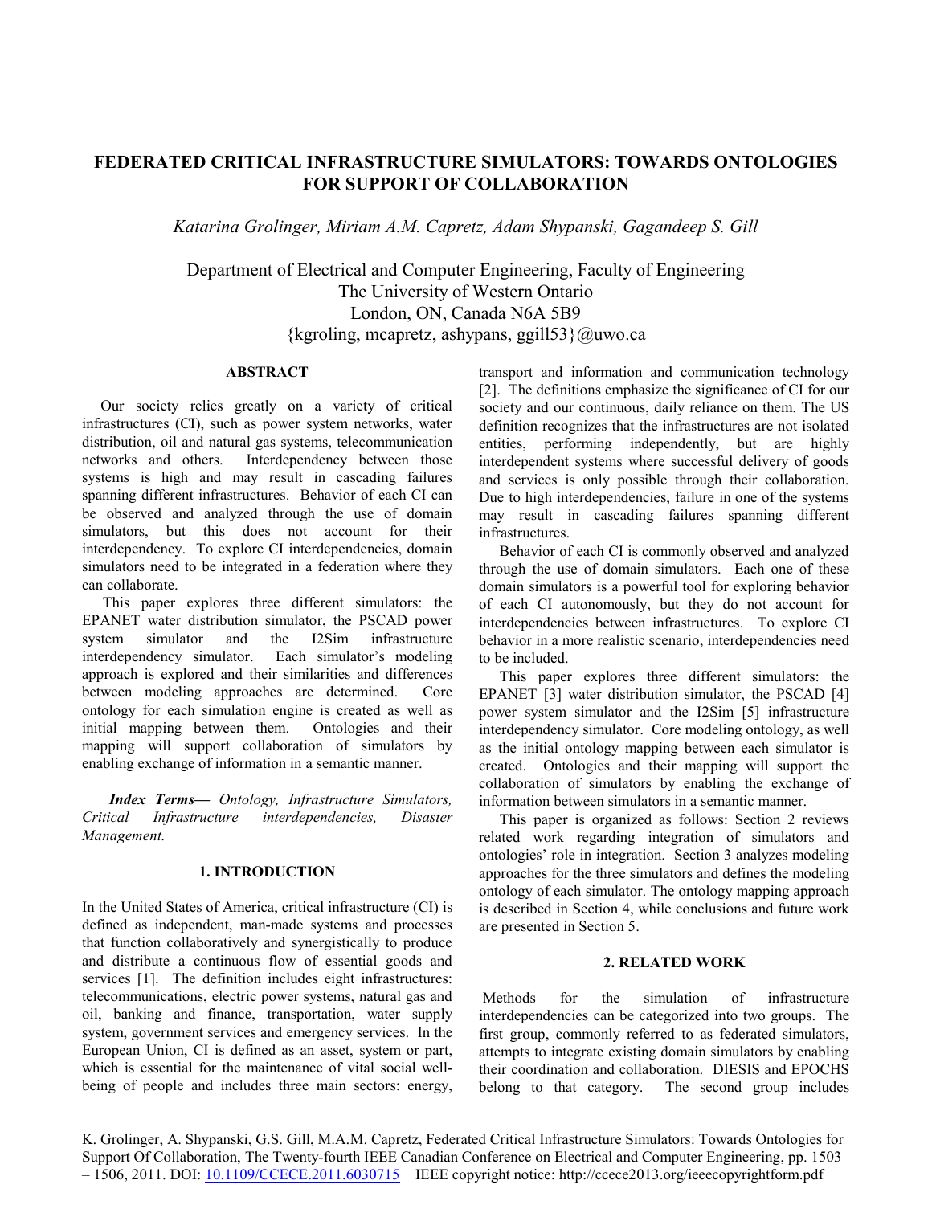# FEDERATED CRITICAL INFRASTRUCTURE SIMULATORS: TOWARDS ONTOLOGIES FOR SUPPORT OF COLLABORATION

*Katarina Grolinger, Miriam A.M. Capretz, Adam Shypanski, Gagandeep S. Gill*

Department of Electrical and Computer Engineering, Faculty of Engineering
The University of Western Ontario
London, ON, Canada N6A 5B9
{kgroling, mcapretz, ashypans, ggill53}@uwo.ca

## ABSTRACT

Our society relies greatly on a variety of critical infrastructures (CI), such as power system networks, water distribution, oil and natural gas systems, telecommunication networks and others. Interdependency between those systems is high and may result in cascading failures spanning different infrastructures. Behavior of each CI can be observed and analyzed through the use of domain simulators, but this does not account for their interdependency. To explore CI interdependencies, domain simulators need to be integrated in a federation where they can collaborate.

This paper explores three different simulators: the EPANET water distribution simulator, the PSCAD power system simulator and the I2Sim infrastructure interdependency simulator. Each simulator's modeling approach is explored and their similarities and differences between modeling approaches are determined. Core ontology for each simulation engine is created as well as initial mapping between them. Ontologies and their mapping will support collaboration of simulators by enabling exchange of information in a semantic manner.

***Index Terms—*** *Ontology, Infrastructure Simulators, Critical Infrastructure interdependencies, Disaster Management.*

## 1. INTRODUCTION

In the United States of America, critical infrastructure (CI) is defined as independent, man-made systems and processes that function collaboratively and synergistically to produce and distribute a continuous flow of essential goods and services [1]. The definition includes eight infrastructures: telecommunications, electric power systems, natural gas and oil, banking and finance, transportation, water supply system, government services and emergency services. In the European Union, CI is defined as an asset, system or part, which is essential for the maintenance of vital social well-being of people and includes three main sectors: energy, transport and information and communication technology [2]. The definitions emphasize the significance of CI for our society and our continuous, daily reliance on them. The US definition recognizes that the infrastructures are not isolated entities, performing independently, but are highly interdependent systems where successful delivery of goods and services is only possible through their collaboration. Due to high interdependencies, failure in one of the systems may result in cascading failures spanning different infrastructures.

Behavior of each CI is commonly observed and analyzed through the use of domain simulators. Each one of these domain simulators is a powerful tool for exploring behavior of each CI autonomously, but they do not account for interdependencies between infrastructures. To explore CI behavior in a more realistic scenario, interdependencies need to be included.

This paper explores three different simulators: the EPANET [3] water distribution simulator, the PSCAD [4] power system simulator and the I2Sim [5] infrastructure interdependency simulator. Core modeling ontology, as well as the initial ontology mapping between each simulator is created. Ontologies and their mapping will support the collaboration of simulators by enabling the exchange of information between simulators in a semantic manner.

This paper is organized as follows: Section 2 reviews related work regarding integration of simulators and ontologies' role in integration. Section 3 analyzes modeling approaches for the three simulators and defines the modeling ontology of each simulator. The ontology mapping approach is described in Section 4, while conclusions and future work are presented in Section 5.

## 2. RELATED WORK

Methods for the simulation of infrastructure interdependencies can be categorized into two groups. The first group, commonly referred to as federated simulators, attempts to integrate existing domain simulators by enabling their coordination and collaboration. DIESIS and EPOCHS belong to that category. The second group includes

K. Grolinger, A. Shypanski, G.S. Gill, M.A.M. Capretz, Federated Critical Infrastructure Simulators: Towards Ontologies for Support Of Collaboration, The Twenty-fourth IEEE Canadian Conference on Electrical and Computer Engineering, pp. 1503 – 1506, 2011. DOI: 10.1109/CCECE.2011.6030715 IEEE copyright notice: http://ccece2013.org/ieeecopyrightform.pdf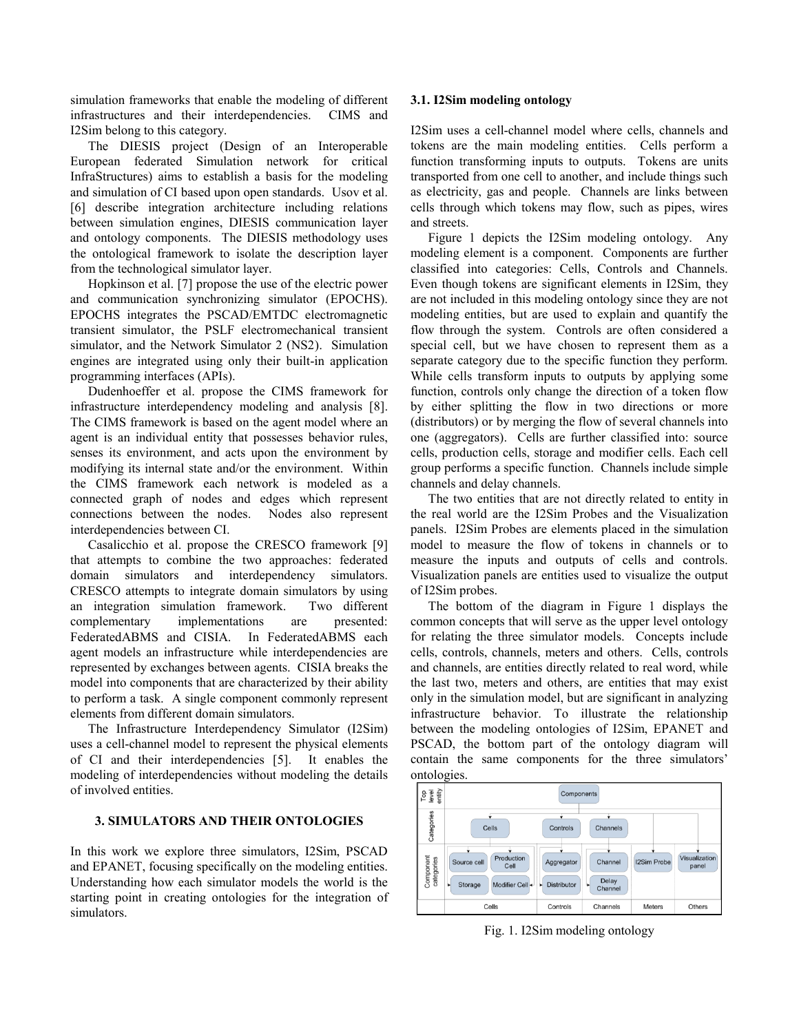simulation frameworks that enable the modeling of different infrastructures and their interdependencies. CIMS and I2Sim belong to this category.

The DIESIS project (Design of an Interoperable European federated Simulation network for critical InfraStructures) aims to establish a basis for the modeling and simulation of CI based upon open standards. Usov et al. [6] describe integration architecture including relations between simulation engines, DIESIS communication layer and ontology components. The DIESIS methodology uses the ontological framework to isolate the description layer from the technological simulator layer.

Hopkinson et al. [7] propose the use of the electric power and communication synchronizing simulator (EPOCHS). EPOCHS integrates the PSCAD/EMTDC electromagnetic transient simulator, the PSLF electromechanical transient simulator, and the Network Simulator 2 (NS2). Simulation engines are integrated using only their built-in application programming interfaces (APIs).

Dudenhoeffer et al. propose the CIMS framework for infrastructure interdependency modeling and analysis [8]. The CIMS framework is based on the agent model where an agent is an individual entity that possesses behavior rules, senses its environment, and acts upon the environment by modifying its internal state and/or the environment. Within the CIMS framework each network is modeled as a connected graph of nodes and edges which represent connections between the nodes. Nodes also represent interdependencies between CI.

Casalicchio et al. propose the CRESCO framework [9] that attempts to combine the two approaches: federated domain simulators and interdependency simulators. CRESCO attempts to integrate domain simulators by using an integration simulation framework. Two different complementary implementations are presented: FederatedABMS and CISIA. In FederatedABMS each agent models an infrastructure while interdependencies are represented by exchanges between agents. CISIA breaks the model into components that are characterized by their ability to perform a task. A single component commonly represent elements from different domain simulators.

The Infrastructure Interdependency Simulator (I2Sim) uses a cell-channel model to represent the physical elements of CI and their interdependencies [5]. It enables the modeling of interdependencies without modeling the details of involved entities.

## 3. SIMULATORS AND THEIR ONTOLOGIES

In this work we explore three simulators, I2Sim, PSCAD and EPANET, focusing specifically on the modeling entities. Understanding how each simulator models the world is the starting point in creating ontologies for the integration of simulators.

### 3.1. I2Sim modeling ontology

I2Sim uses a cell-channel model where cells, channels and tokens are the main modeling entities. Cells perform a function transforming inputs to outputs. Tokens are units transported from one cell to another, and include things such as electricity, gas and people. Channels are links between cells through which tokens may flow, such as pipes, wires and streets.

Figure 1 depicts the I2Sim modeling ontology. Any modeling element is a component. Components are further classified into categories: Cells, Controls and Channels. Even though tokens are significant elements in I2Sim, they are not included in this modeling ontology since they are not modeling entities, but are used to explain and quantify the flow through the system. Controls are often considered a special cell, but we have chosen to represent them as a separate category due to the specific function they perform. While cells transform inputs to outputs by applying some function, controls only change the direction of a token flow by either splitting the flow in two directions or more (distributors) or by merging the flow of several channels into one (aggregators). Cells are further classified into: source cells, production cells, storage and modifier cells. Each cell group performs a specific function. Channels include simple channels and delay channels.

The two entities that are not directly related to entity in the real world are the I2Sim Probes and the Visualization panels. I2Sim Probes are elements placed in the simulation model to measure the flow of tokens in channels or to measure the inputs and outputs of cells and controls. Visualization panels are entities used to visualize the output of I2Sim probes.

The bottom of the diagram in Figure 1 displays the common concepts that will serve as the upper level ontology for relating the three simulator models. Concepts include cells, controls, channels, meters and others. Cells, controls and channels, are entities directly related to real word, while the last two, meters and others, are entities that may exist only in the simulation model, but are significant in analyzing infrastructure behavior. To illustrate the relationship between the modeling ontologies of I2Sim, EPANET and PSCAD, the bottom part of the ontology diagram will contain the same components for the three simulators' ontologies.

Fig. 1. I2Sim modeling ontology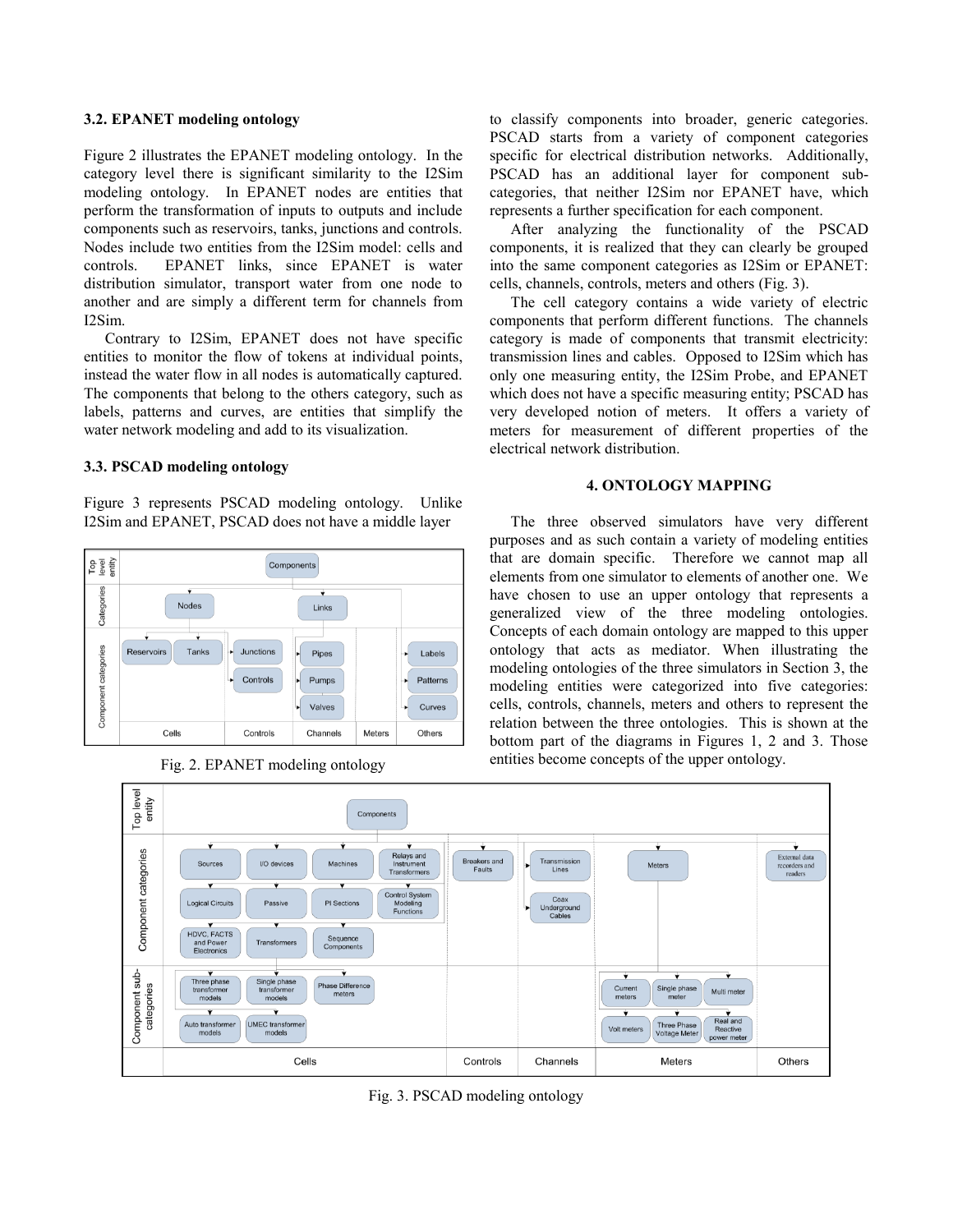### 3.2. EPANET modeling ontology

Figure 2 illustrates the EPANET modeling ontology. In the category level there is significant similarity to the I2Sim modeling ontology. In EPANET nodes are entities that perform the transformation of inputs to outputs and include components such as reservoirs, tanks, junctions and controls. Nodes include two entities from the I2Sim model: cells and controls. EPANET links, since EPANET is water distribution simulator, transport water from one node to another and are simply a different term for channels from I2Sim.

Contrary to I2Sim, EPANET does not have specific entities to monitor the flow of tokens at individual points, instead the water flow in all nodes is automatically captured. The components that belong to the others category, such as labels, patterns and curves, are entities that simplify the water network modeling and add to its visualization.

### 3.3. PSCAD modeling ontology

Figure 3 represents PSCAD modeling ontology. Unlike I2Sim and EPANET, PSCAD does not have a middle layer to classify components into broader, generic categories. PSCAD starts from a variety of component categories specific for electrical distribution networks. Additionally, PSCAD has an additional layer for component sub-categories, that neither I2Sim nor EPANET have, which represents a further specification for each component.

Fig. 2. EPANET modeling ontology

After analyzing the functionality of the PSCAD components, it is realized that they can clearly be grouped into the same component categories as I2Sim or EPANET: cells, channels, controls, meters and others (Fig. 3).

The cell category contains a wide variety of electric components that perform different functions. The channels category is made of components that transmit electricity: transmission lines and cables. Opposed to I2Sim which has only one measuring entity, the I2Sim Probe, and EPANET which does not have a specific measuring entity; PSCAD has very developed notion of meters. It offers a variety of meters for measurement of different properties of the electrical network distribution.

## 4. ONTOLOGY MAPPING

The three observed simulators have very different purposes and as such contain a variety of modeling entities that are domain specific. Therefore we cannot map all elements from one simulator to elements of another one. We have chosen to use an upper ontology that represents a generalized view of the three modeling ontologies. Concepts of each domain ontology are mapped to this upper ontology that acts as mediator. When illustrating the modeling ontologies of the three simulators in Section 3, the modeling entities were categorized into five categories: cells, controls, channels, meters and others to represent the relation between the three ontologies. This is shown at the bottom part of the diagrams in Figures 1, 2 and 3. Those entities become concepts of the upper ontology.

Fig. 3. PSCAD modeling ontology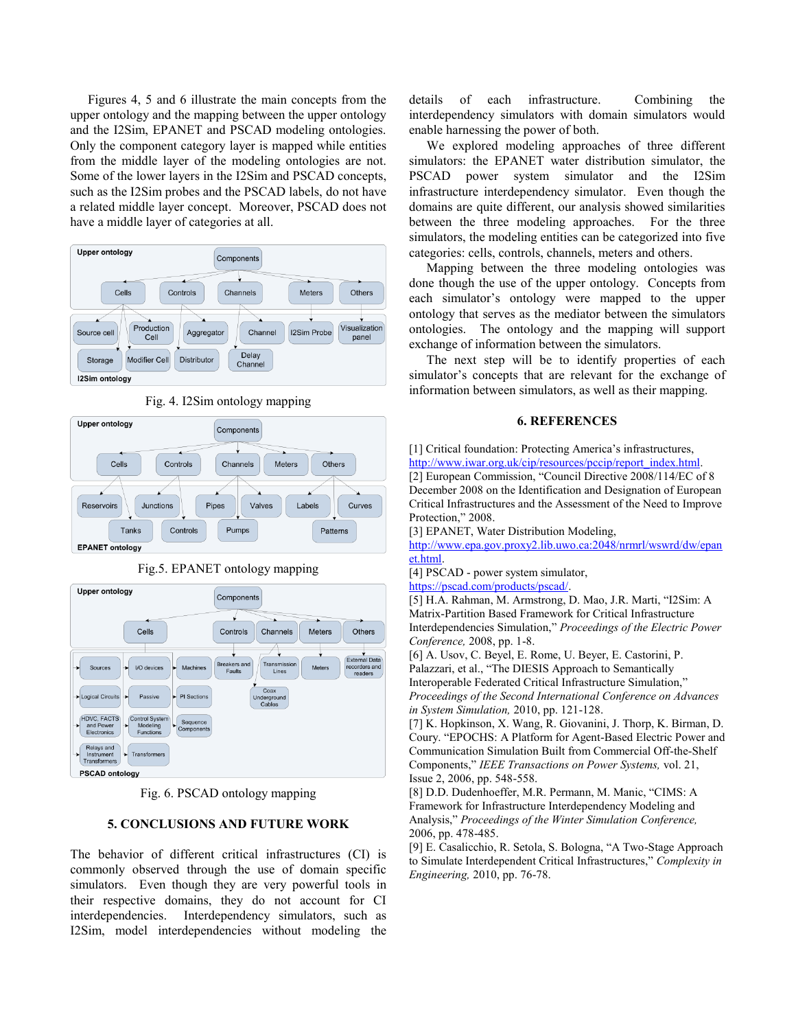Figures 4, 5 and 6 illustrate the main concepts from the upper ontology and the mapping between the upper ontology and the I2Sim, EPANET and PSCAD modeling ontologies. Only the component category layer is mapped while entities from the middle layer of the modeling ontologies are not. Some of the lower layers in the I2Sim and PSCAD concepts, such as the I2Sim probes and the PSCAD labels, do not have a related middle layer concept. Moreover, PSCAD does not have a middle layer of categories at all.

Upper ontology
Components
Cells
Controls
Channels
Meters
Others
Source cell
Production Cell
Aggregator
Channel
I2Sim Probe
Visualization panel
Storage
Modifier Cell
Distributor
Delay Channel
I2Sim ontology

Fig. 4. I2Sim ontology mapping

Upper ontology
Components
Cells
Controls
Channels
Meters
Others
Reservoirs
Junctions
Pipes
Valves
Labels
Curves
Tanks
Controls
Pumps
Patterns
EPANET ontology

Fig.5. EPANET ontology mapping

Upper ontology
Components
Cells
Controls
Channels
Meters
Others
Sources
I/O devices
Machines
Breakers and Faults
Transmission Lines
Meters
External Data recorders and readers
Logical Circuits
Passive
PI Sections
Coax Underground Cables
HDVC, FACTS and Power Electronics
Control System Modeling Functions
Sequence Components
Relays and Instrument Transformers
Transformers
PSCAD ontology

Fig. 6. PSCAD ontology mapping

## 5. CONCLUSIONS AND FUTURE WORK

The behavior of different critical infrastructures (CI) is commonly observed through the use of domain specific simulators. Even though they are very powerful tools in their respective domains, they do not account for CI interdependencies. Interdependency simulators, such as I2Sim, model interdependencies without modeling the details of each infrastructure. Combining the interdependency simulators with domain simulators would enable harnessing the power of both.

We explored modeling approaches of three different simulators: the EPANET water distribution simulator, the PSCAD power system simulator and the I2Sim infrastructure interdependency simulator. Even though the domains are quite different, our analysis showed similarities between the three modeling approaches. For the three simulators, the modeling entities can be categorized into five categories: cells, controls, channels, meters and others.

Mapping between the three modeling ontologies was done though the use of the upper ontology. Concepts from each simulator's ontology were mapped to the upper ontology that serves as the mediator between the simulators ontologies. The ontology and the mapping will support exchange of information between the simulators.

The next step will be to identify properties of each simulator's concepts that are relevant for the exchange of information between simulators, as well as their mapping.

## 6. REFERENCES

[1] Critical foundation: Protecting America's infrastructures, http://www.iwar.org.uk/cip/resources/pccip/report_index.html.

[2] European Commission, "Council Directive 2008/114/EC of 8 December 2008 on the Identification and Designation of European Critical Infrastructures and the Assessment of the Need to Improve Protection," 2008.

[3] EPANET, Water Distribution Modeling, http://www.epa.gov.proxy2.lib.uwo.ca:2048/nrmrl/wswrd/dw/epanet.html.

[4] PSCAD - power system simulator, https://pscad.com/products/pscad/.

[5] H.A. Rahman, M. Armstrong, D. Mao, J.R. Marti, "I2Sim: A Matrix-Partition Based Framework for Critical Infrastructure Interdependencies Simulation," *Proceedings of the Electric Power Conference,* 2008, pp. 1-8.

[6] A. Usov, C. Beyel, E. Rome, U. Beyer, E. Castorini, P. Palazzari, et al., "The DIESIS Approach to Semantically Interoperable Federated Critical Infrastructure Simulation," *Proceedings of the Second International Conference on Advances in System Simulation,* 2010, pp. 121-128.

[7] K. Hopkinson, X. Wang, R. Giovanini, J. Thorp, K. Birman, D. Coury. "EPOCHS: A Platform for Agent-Based Electric Power and Communication Simulation Built from Commercial Off-the-Shelf Components," *IEEE Transactions on Power Systems,* vol. 21, Issue 2, 2006, pp. 548-558.

[8] D.D. Dudenhoeffer, M.R. Permann, M. Manic, "CIMS: A Framework for Infrastructure Interdependency Modeling and Analysis," *Proceedings of the Winter Simulation Conference,* 2006, pp. 478-485.

[9] E. Casalicchio, R. Setola, S. Bologna, "A Two-Stage Approach to Simulate Interdependent Critical Infrastructures," *Complexity in Engineering,* 2010, pp. 76-78.